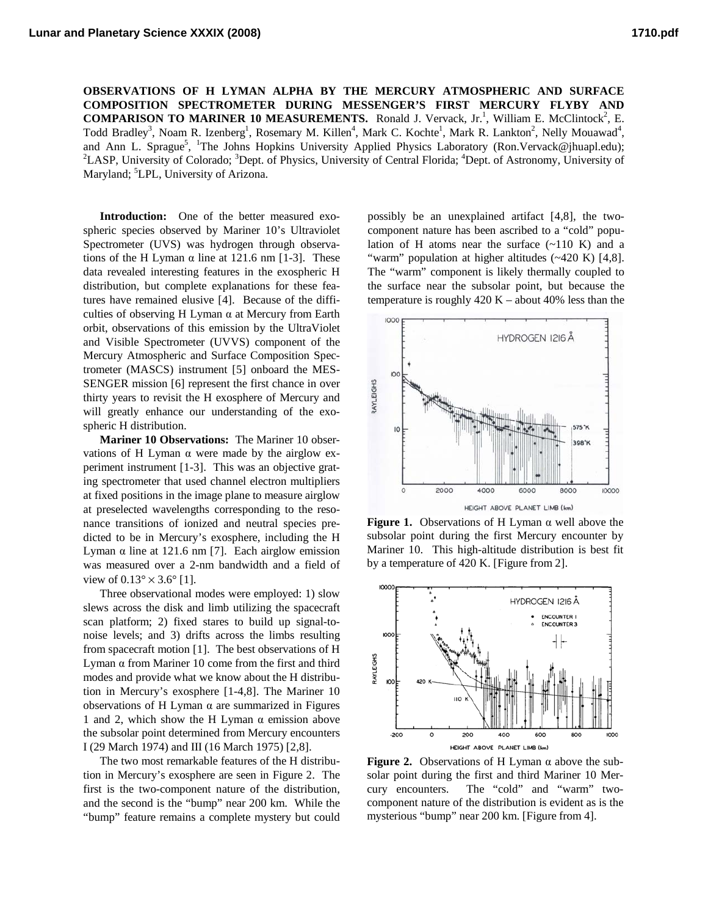**OBSERVATIONS OF H LYMAN ALPHA BY THE MERCURY ATMOSPHERIC AND SURFACE COMPOSITION SPECTROMETER DURING MESSENGER'S FIRST MERCURY FLYBY AND COMPARISON TO MARINER 10 MEASUREMENTS.** Ronald J. Vervack, Jr.[1], William E. McClintock[2], E. Todd Bradley[3], Noam R. Izenberg[1], Rosemary M. Killen[4], Mark C. Kochte[1], Mark R. Lankton[2], Nelly Mouawad[4], and Ann L. Sprague[5], [1]The Johns Hopkins University Applied Physics Laboratory (Ron.Vervack@jhuapl.edu); [2]LASP, University of Colorado; [3]Dept. of Physics, University of Central Florida; [4]Dept. of Astronomy, University of Maryland; [5]LPL, University of Arizona.

**Introduction:** One of the better measured exospheric species observed by Mariner 10's Ultraviolet Spectrometer (UVS) was hydrogen through observations of the H Lyman α line at 121.6 nm [1-3]. These data revealed interesting features in the exospheric H distribution, but complete explanations for these features have remained elusive [4]. Because of the difficulties of observing H Lyman α at Mercury from Earth orbit, observations of this emission by the UltraViolet and Visible Spectrometer (UVVS) component of the Mercury Atmospheric and Surface Composition Spectrometer (MASCS) instrument [5] onboard the MESSENGER mission [6] represent the first chance in over thirty years to revisit the H exosphere of Mercury and will greatly enhance our understanding of the exospheric H distribution.

**Mariner 10 Observations:** The Mariner 10 observations of H Lyman α were made by the airglow experiment instrument [1-3]. This was an objective grating spectrometer that used channel electron multipliers at fixed positions in the image plane to measure airglow at preselected wavelengths corresponding to the resonance transitions of ionized and neutral species predicted to be in Mercury's exosphere, including the H Lyman α line at 121.6 nm [7]. Each airglow emission was measured over a 2-nm bandwidth and a field of view of $0.13° \times 3.6°$ [1].

Three observational modes were employed: 1) slow slews across the disk and limb utilizing the spacecraft scan platform; 2) fixed stares to build up signal-to-noise levels; and 3) drifts across the limbs resulting from spacecraft motion [1]. The best observations of H Lyman α from Mariner 10 come from the first and third modes and provide what we know about the H distribution in Mercury's exosphere [1-4,8]. The Mariner 10 observations of H Lyman α are summarized in Figures 1 and 2, which show the H Lyman α emission above the subsolar point determined from Mercury encounters I (29 March 1974) and III (16 March 1975) [2,8].

The two most remarkable features of the H distribution in Mercury's exosphere are seen in Figure 2. The first is the two-component nature of the distribution, and the second is the "bump" near 200 km. While the "bump" feature remains a complete mystery but could possibly be an unexplained artifact [4,8], the two-component nature has been ascribed to a "cold" population of H atoms near the surface (~110 K) and a "warm" population at higher altitudes (~420 K) [4,8]. The "warm" component is likely thermally coupled to the surface near the subsolar point, but because the temperature is roughly 420 K – about 40% less than the

**Figure 1.** Observations of H Lyman α well above the subsolar point during the first Mercury encounter by Mariner 10. This high-altitude distribution is best fit by a temperature of 420 K. [Figure from 2].

**Figure 2.** Observations of H Lyman α above the subsolar point during the first and third Mariner 10 Mercury encounters. The "cold" and "warm" two-component nature of the distribution is evident as is the mysterious "bump" near 200 km. [Figure from 4].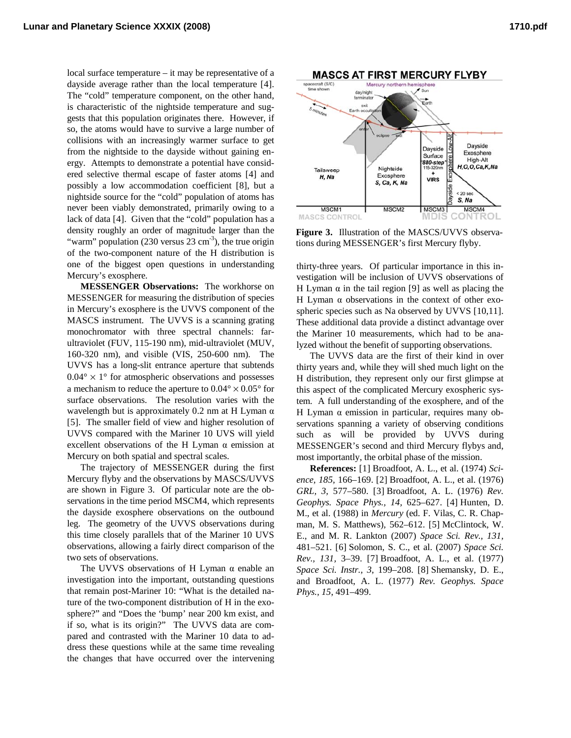local surface temperature – it may be representative of a dayside average rather than the local temperature [4]. The "cold" temperature component, on the other hand, is characteristic of the nightside temperature and suggests that this population originates there. However, if so, the atoms would have to survive a large number of collisions with an increasingly warmer surface to get from the nightside to the dayside without gaining energy. Attempts to demonstrate a potential have considered selective thermal escape of faster atoms [4] and possibly a low accommodation coefficient [8], but a nightside source for the "cold" population of atoms has never been viably demonstrated, primarily owing to a lack of data [4]. Given that the "cold" population has a density roughly an order of magnitude larger than the "warm" population (230 versus 23 $cm^{-3}$), the true origin of the two-component nature of the H distribution is one of the biggest open questions in understanding Mercury's exosphere.

**MESSENGER Observations:** The workhorse on MESSENGER for measuring the distribution of species in Mercury's exosphere is the UVVS component of the MASCS instrument. The UVVS is a scanning grating monochromator with three spectral channels: far-ultraviolet (FUV, 115-190 nm), mid-ultraviolet (MUV, 160-320 nm), and visible (VIS, 250-600 nm). The UVVS has a long-slit entrance aperture that subtends $0.04° \times 1°$ for atmospheric observations and possesses a mechanism to reduce the aperture to $0.04° \times 0.05°$ for surface observations. The resolution varies with the wavelength but is approximately 0.2 nm at H Lyman α [5]. The smaller field of view and higher resolution of UVVS compared with the Mariner 10 UVS will yield excellent observations of the H Lyman α emission at Mercury on both spatial and spectral scales.

The trajectory of MESSENGER during the first Mercury flyby and the observations by MASCS/UVVS are shown in Figure 3. Of particular note are the observations in the time period MSCM4, which represents the dayside exosphere observations on the outbound leg. The geometry of the UVVS observations during this time closely parallels that of the Mariner 10 UVS observations, allowing a fairly direct comparison of the two sets of observations.

The UVVS observations of H Lyman α enable an investigation into the important, outstanding questions that remain post-Mariner 10: "What is the detailed nature of the two-component distribution of H in the exosphere?" and "Does the 'bump' near 200 km exist, and if so, what is its origin?" The UVVS data are compared and contrasted with the Mariner 10 data to address these questions while at the same time revealing the changes that have occurred over the intervening thirty-three years. Of particular importance in this investigation will be inclusion of UVVS observations of H Lyman α in the tail region [9] as well as placing the H Lyman α observations in the context of other exospheric species such as Na observed by UVVS [10,11]. These additional data provide a distinct advantage over the Mariner 10 measurements, which had to be analyzed without the benefit of supporting observations.

MASCS AT FIRST MERCURY FLYBY

spacecraft (S/C) time shown

Mercury northern hemisphere

day/night terminator

Sun

Earth

exit Earth occultation

5 minutes

enter

eclipse

exit

Tailsweep H, Na

Nightside Exosphere S, Ca, K, Na

Dayside Surface '880-step' 115-320nm + VIRS

Dayside Exosphere Low-Alt

Dayside Exosphere High-Alt H,O,O,Ca,K,Na

< 20 sec S, Na

MSCM1

MSCM2

MSCM3

MSCM4

MASCS CONTROL

MDIS CONTROL

**Figure 3.** Illustration of the MASCS/UVVS observations during MESSENGER's first Mercury flyby.

The UVVS data are the first of their kind in over thirty years and, while they will shed much light on the H distribution, they represent only our first glimpse at this aspect of the complicated Mercury exospheric system. A full understanding of the exosphere, and of the H Lyman α emission in particular, requires many observations spanning a variety of observing conditions such as will be provided by UVVS during MESSENGER's second and third Mercury flybys and, most importantly, the orbital phase of the mission.

**References:** [1] Broadfoot, A. L., et al. (1974) *Science, 185,* 166–169. [2] Broadfoot, A. L., et al. (1976) *GRL, 3,* 577–580. [3] Broadfoot, A. L. (1976) *Rev. Geophys. Space Phys., 14,* 625–627. [4] Hunten, D. M., et al. (1988) in *Mercury* (ed. F. Vilas, C. R. Chapman, M. S. Matthews), 562–612. [5] McClintock, W. E., and M. R. Lankton (2007) *Space Sci. Rev., 131,* 481–521. [6] Solomon, S. C., et al. (2007) *Space Sci. Rev., 131,* 3–39. [7] Broadfoot, A. L., et al. (1977) *Space Sci. Instr., 3*, 199–208. [8] Shemansky, D. E., and Broadfoot, A. L. (1977) *Rev. Geophys. Space Phys., 15,* 491–499.